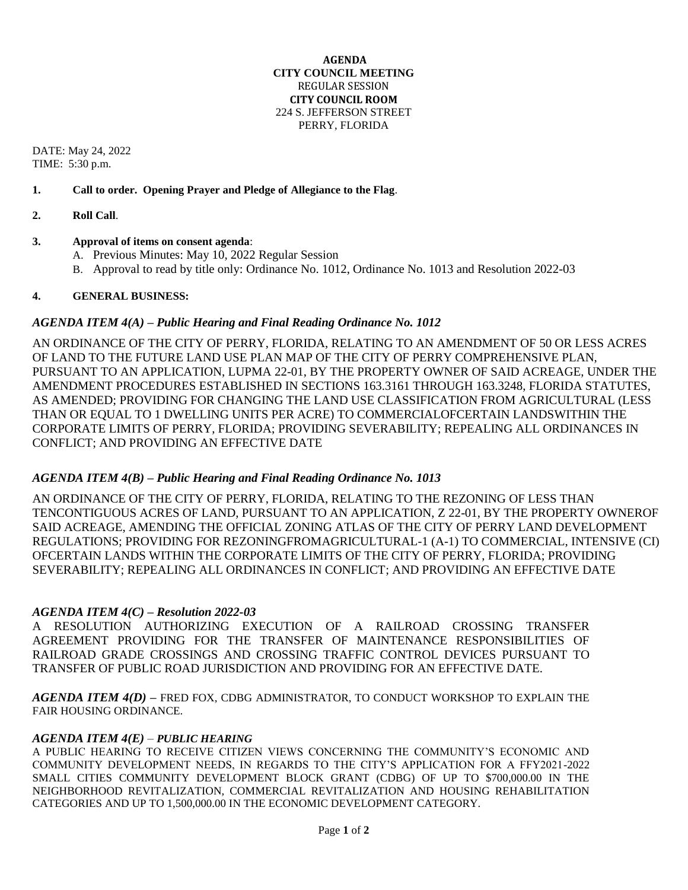**AGENDA**
**CITY COUNCIL MEETING**
REGULAR SESSION
**CITY COUNCIL ROOM**
224 S. JEFFERSON STREET
PERRY, FLORIDA

DATE: May 24, 2022
TIME: 5:30 p.m.

**1. Call to order. Opening Prayer and Pledge of Allegiance to the Flag**.

**2. Roll Call**.

**3. Approval of items on consent agenda**:

A. Previous Minutes: May 10, 2022 Regular Session
B. Approval to read by title only: Ordinance No. 1012, Ordinance No. 1013 and Resolution 2022-03

**4. GENERAL BUSINESS:**

### *AGENDA ITEM 4(A) – Public Hearing and Final Reading Ordinance No. 1012*

AN ORDINANCE OF THE CITY OF PERRY, FLORIDA, RELATING TO AN AMENDMENT OF 50 OR LESS ACRES OF LAND TO THE FUTURE LAND USE PLAN MAP OF THE CITY OF PERRY COMPREHENSIVE PLAN, PURSUANT TO AN APPLICATION, LUPMA 22-01, BY THE PROPERTY OWNER OF SAID ACREAGE, UNDER THE AMENDMENT PROCEDURES ESTABLISHED IN SECTIONS 163.3161 THROUGH 163.3248, FLORIDA STATUTES, AS AMENDED; PROVIDING FOR CHANGING THE LAND USE CLASSIFICATION FROM AGRICULTURAL (LESS THAN OR EQUAL TO 1 DWELLING UNITS PER ACRE) TO COMMERCIALOFCERTAIN LANDSWITHIN THE CORPORATE LIMITS OF PERRY, FLORIDA; PROVIDING SEVERABILITY; REPEALING ALL ORDINANCES IN CONFLICT; AND PROVIDING AN EFFECTIVE DATE

### *AGENDA ITEM 4(B) – Public Hearing and Final Reading Ordinance No. 1013*

AN ORDINANCE OF THE CITY OF PERRY, FLORIDA, RELATING TO THE REZONING OF LESS THAN TENCONTIGUOUS ACRES OF LAND, PURSUANT TO AN APPLICATION, Z 22-01, BY THE PROPERTY OWNEROF SAID ACREAGE, AMENDING THE OFFICIAL ZONING ATLAS OF THE CITY OF PERRY LAND DEVELOPMENT REGULATIONS; PROVIDING FOR REZONINGFROMAGRICULTURAL-1 (A-1) TO COMMERCIAL, INTENSIVE (CI) OFCERTAIN LANDS WITHIN THE CORPORATE LIMITS OF THE CITY OF PERRY, FLORIDA; PROVIDING SEVERABILITY; REPEALING ALL ORDINANCES IN CONFLICT; AND PROVIDING AN EFFECTIVE DATE

### *AGENDA ITEM 4(C) – Resolution 2022-03*

A RESOLUTION AUTHORIZING EXECUTION OF A RAILROAD CROSSING TRANSFER AGREEMENT PROVIDING FOR THE TRANSFER OF MAINTENANCE RESPONSIBILITIES OF RAILROAD GRADE CROSSINGS AND CROSSING TRAFFIC CONTROL DEVICES PURSUANT TO TRANSFER OF PUBLIC ROAD JURISDICTION AND PROVIDING FOR AN EFFECTIVE DATE.

***AGENDA ITEM 4(D)*** – FRED FOX, CDBG ADMINISTRATOR, TO CONDUCT WORKSHOP TO EXPLAIN THE FAIR HOUSING ORDINANCE.

### *AGENDA ITEM 4(E) – PUBLIC HEARING*

A PUBLIC HEARING TO RECEIVE CITIZEN VIEWS CONCERNING THE COMMUNITY'S ECONOMIC AND COMMUNITY DEVELOPMENT NEEDS, IN REGARDS TO THE CITY'S APPLICATION FOR A FFY2021-2022 SMALL CITIES COMMUNITY DEVELOPMENT BLOCK GRANT (CDBG) OF UP TO $700,000.00 IN THE NEIGHBORHOOD REVITALIZATION, COMMERCIAL REVITALIZATION AND HOUSING REHABILITATION CATEGORIES AND UP TO 1,500,000.00 IN THE ECONOMIC DEVELOPMENT CATEGORY.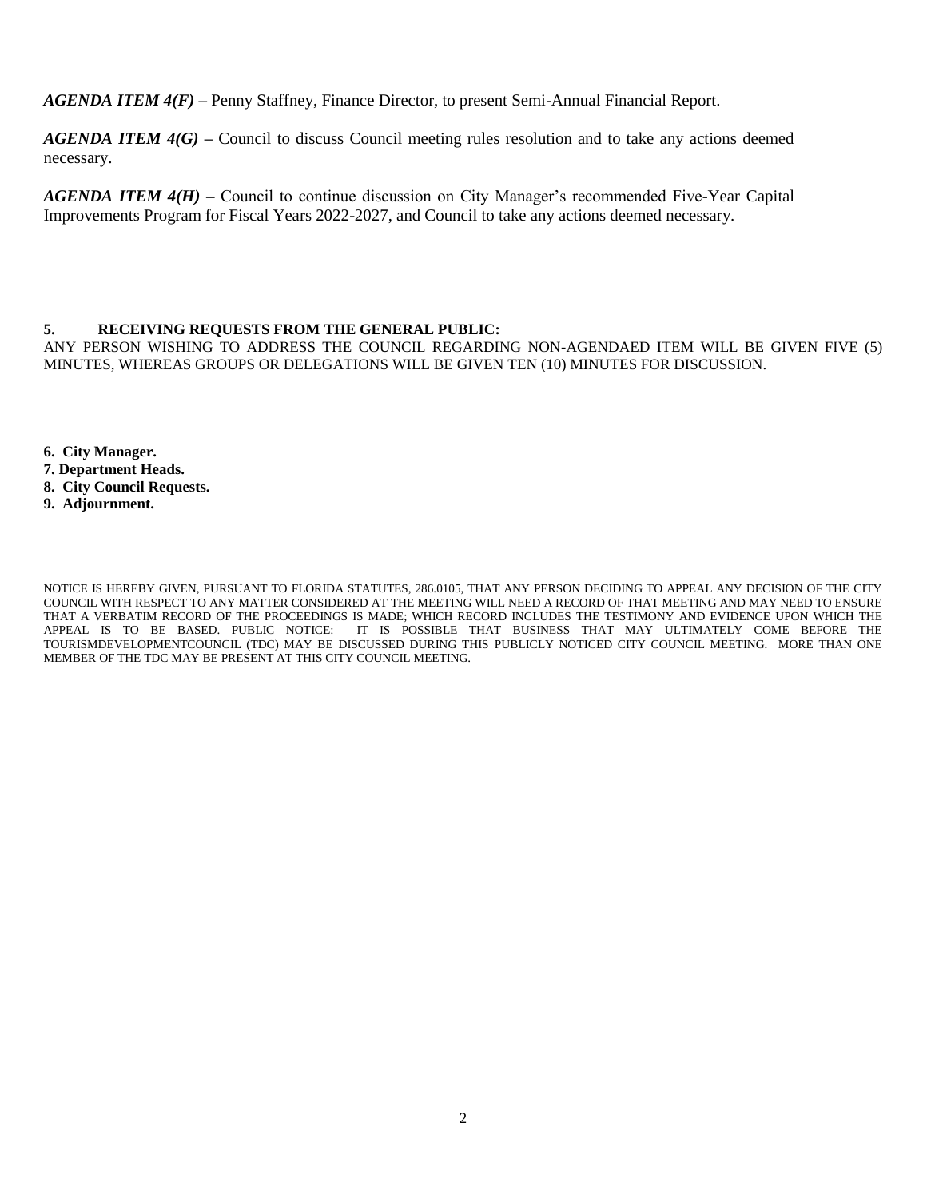***AGENDA ITEM 4(F)*** – Penny Staffney, Finance Director, to present Semi-Annual Financial Report.

***AGENDA ITEM 4(G)*** – Council to discuss Council meeting rules resolution and to take any actions deemed necessary.

***AGENDA ITEM 4(H)*** – Council to continue discussion on City Manager's recommended Five-Year Capital Improvements Program for Fiscal Years 2022-2027, and Council to take any actions deemed necessary.

**5. RECEIVING REQUESTS FROM THE GENERAL PUBLIC:**

ANY PERSON WISHING TO ADDRESS THE COUNCIL REGARDING NON-AGENDAED ITEM WILL BE GIVEN FIVE (5) MINUTES, WHEREAS GROUPS OR DELEGATIONS WILL BE GIVEN TEN (10) MINUTES FOR DISCUSSION.

**6. City Manager.**

**7. Department Heads.**

**8. City Council Requests.**

**9. Adjournment.**

NOTICE IS HEREBY GIVEN, PURSUANT TO FLORIDA STATUTES, 286.0105, THAT ANY PERSON DECIDING TO APPEAL ANY DECISION OF THE CITY COUNCIL WITH RESPECT TO ANY MATTER CONSIDERED AT THE MEETING WILL NEED A RECORD OF THAT MEETING AND MAY NEED TO ENSURE THAT A VERBATIM RECORD OF THE PROCEEDINGS IS MADE; WHICH RECORD INCLUDES THE TESTIMONY AND EVIDENCE UPON WHICH THE APPEAL IS TO BE BASED. PUBLIC NOTICE: IT IS POSSIBLE THAT BUSINESS THAT MAY ULTIMATELY COME BEFORE THE TOURISMDEVELOPMENTCOUNCIL (TDC) MAY BE DISCUSSED DURING THIS PUBLICLY NOTICED CITY COUNCIL MEETING. MORE THAN ONE MEMBER OF THE TDC MAY BE PRESENT AT THIS CITY COUNCIL MEETING.